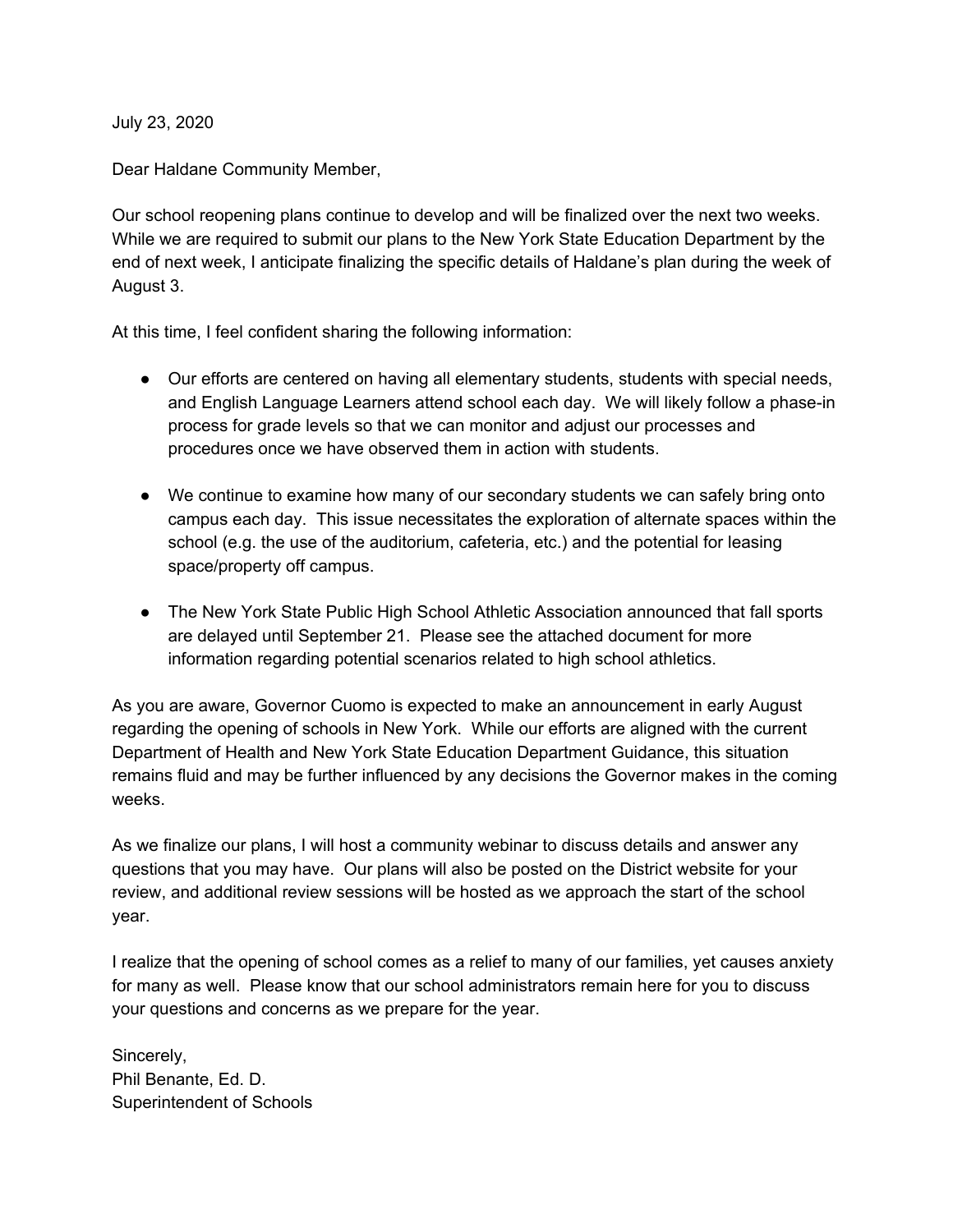July 23, 2020

Dear Haldane Community Member,

Our school reopening plans continue to develop and will be finalized over the next two weeks. While we are required to submit our plans to the New York State Education Department by the end of next week, I anticipate finalizing the specific details of Haldane's plan during the week of August 3.

At this time, I feel confident sharing the following information:

- Our efforts are centered on having all elementary students, students with special needs, and English Language Learners attend school each day. We will likely follow a phase-in process for grade levels so that we can monitor and adjust our processes and procedures once we have observed them in action with students.

- We continue to examine how many of our secondary students we can safely bring onto campus each day. This issue necessitates the exploration of alternate spaces within the school (e.g. the use of the auditorium, cafeteria, etc.) and the potential for leasing space/property off campus.

- The New York State Public High School Athletic Association announced that fall sports are delayed until September 21. Please see the attached document for more information regarding potential scenarios related to high school athletics.

As you are aware, Governor Cuomo is expected to make an announcement in early August regarding the opening of schools in New York. While our efforts are aligned with the current Department of Health and New York State Education Department Guidance, this situation remains fluid and may be further influenced by any decisions the Governor makes in the coming weeks.

As we finalize our plans, I will host a community webinar to discuss details and answer any questions that you may have. Our plans will also be posted on the District website for your review, and additional review sessions will be hosted as we approach the start of the school year.

I realize that the opening of school comes as a relief to many of our families, yet causes anxiety for many as well. Please know that our school administrators remain here for you to discuss your questions and concerns as we prepare for the year.

Sincerely,
Phil Benante, Ed. D.
Superintendent of Schools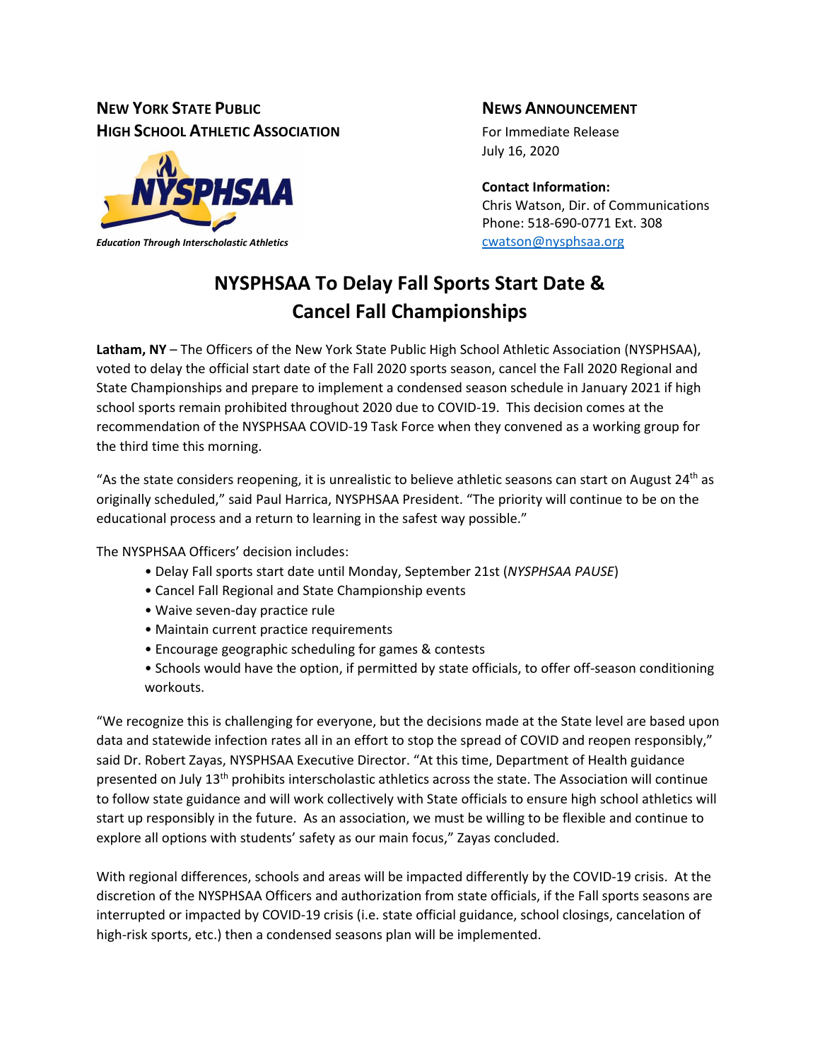**NEW YORK STATE PUBLIC HIGH SCHOOL ATHLETIC ASSOCIATION**

*Education Through Interscholastic Athletics*

**NEWS ANNOUNCEMENT**

For Immediate Release
July 16, 2020

**Contact Information:**
Chris Watson, Dir. of Communications
Phone: 518-690-0771 Ext. 308
cwatson@nysphsaa.org

# NYSPHSAA To Delay Fall Sports Start Date & Cancel Fall Championships

**Latham, NY** – The Officers of the New York State Public High School Athletic Association (NYSPHSAA), voted to delay the official start date of the Fall 2020 sports season, cancel the Fall 2020 Regional and State Championships and prepare to implement a condensed season schedule in January 2021 if high school sports remain prohibited throughout 2020 due to COVID-19. This decision comes at the recommendation of the NYSPHSAA COVID-19 Task Force when they convened as a working group for the third time this morning.

"As the state considers reopening, it is unrealistic to believe athletic seasons can start on August 24th as originally scheduled," said Paul Harrica, NYSPHSAA President. "The priority will continue to be on the educational process and a return to learning in the safest way possible."

The NYSPHSAA Officers' decision includes:

- Delay Fall sports start date until Monday, September 21st (*NYSPHSAA PAUSE*)
- Cancel Fall Regional and State Championship events
- Waive seven-day practice rule
- Maintain current practice requirements
- Encourage geographic scheduling for games & contests
- Schools would have the option, if permitted by state officials, to offer off-season conditioning workouts.

"We recognize this is challenging for everyone, but the decisions made at the State level are based upon data and statewide infection rates all in an effort to stop the spread of COVID and reopen responsibly," said Dr. Robert Zayas, NYSPHSAA Executive Director. "At this time, Department of Health guidance presented on July 13th prohibits interscholastic athletics across the state. The Association will continue to follow state guidance and will work collectively with State officials to ensure high school athletics will start up responsibly in the future. As an association, we must be willing to be flexible and continue to explore all options with students' safety as our main focus," Zayas concluded.

With regional differences, schools and areas will be impacted differently by the COVID-19 crisis. At the discretion of the NYSPHSAA Officers and authorization from state officials, if the Fall sports seasons are interrupted or impacted by COVID-19 crisis (i.e. state official guidance, school closings, cancelation of high-risk sports, etc.) then a condensed seasons plan will be implemented.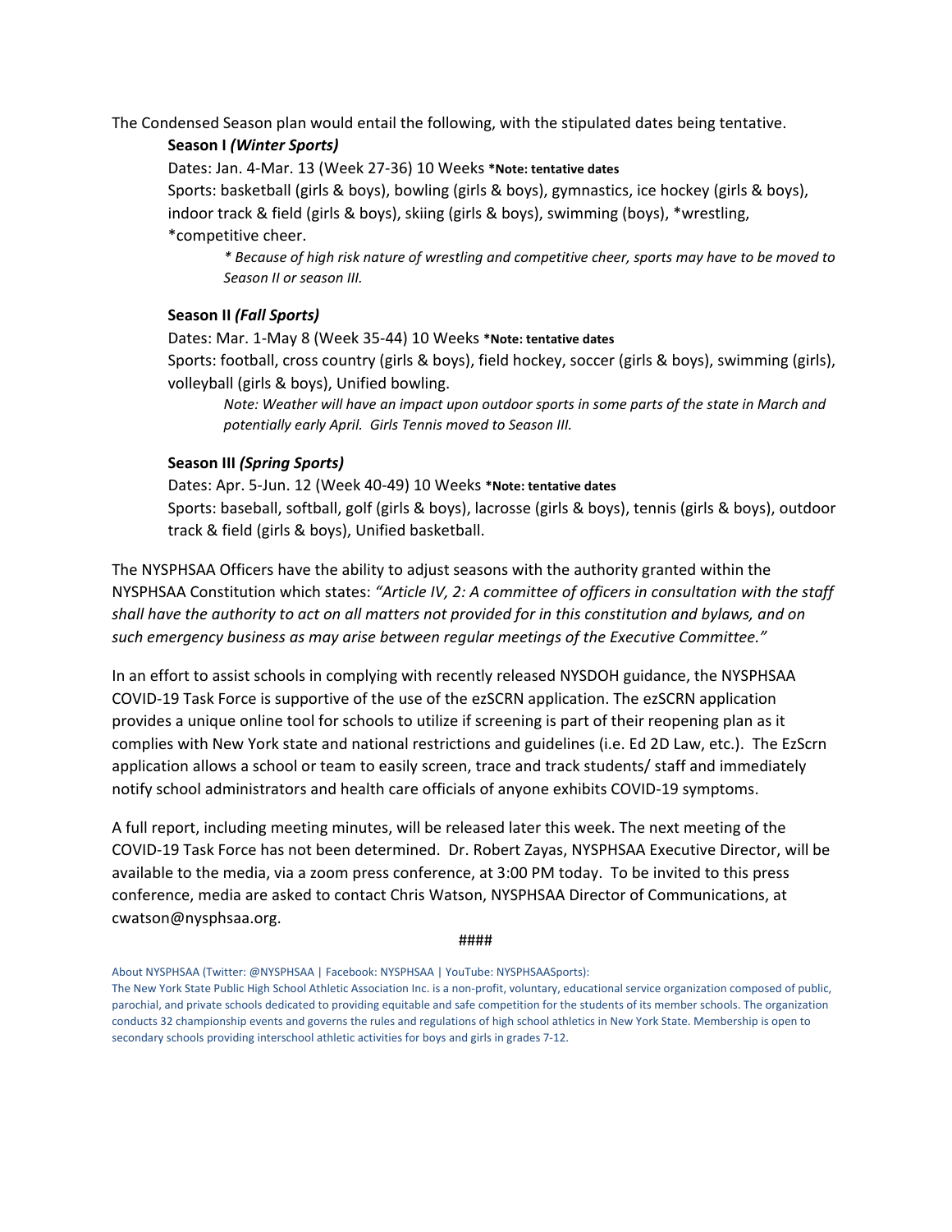The Condensed Season plan would entail the following, with the stipulated dates being tentative.

**Season I *(Winter Sports)***

Dates: Jan. 4-Mar. 13 (Week 27-36) 10 Weeks **\*Note: tentative dates**

Sports: basketball (girls & boys), bowling (girls & boys), gymnastics, ice hockey (girls & boys), indoor track & field (girls & boys), skiing (girls & boys), swimming (boys), \*wrestling, \*competitive cheer.

*\* Because of high risk nature of wrestling and competitive cheer, sports may have to be moved to Season II or season III.*

**Season II *(Fall Sports)***

Dates: Mar. 1-May 8 (Week 35-44) 10 Weeks **\*Note: tentative dates**

Sports: football, cross country (girls & boys), field hockey, soccer (girls & boys), swimming (girls), volleyball (girls & boys), Unified bowling.

*Note: Weather will have an impact upon outdoor sports in some parts of the state in March and potentially early April. Girls Tennis moved to Season III.*

**Season III *(Spring Sports)***

Dates: Apr. 5-Jun. 12 (Week 40-49) 10 Weeks **\*Note: tentative dates**

Sports: baseball, softball, golf (girls & boys), lacrosse (girls & boys), tennis (girls & boys), outdoor track & field (girls & boys), Unified basketball.

The NYSPHSAA Officers have the ability to adjust seasons with the authority granted within the NYSPHSAA Constitution which states: *"Article IV, 2: A committee of officers in consultation with the staff shall have the authority to act on all matters not provided for in this constitution and bylaws, and on such emergency business as may arise between regular meetings of the Executive Committee."*

In an effort to assist schools in complying with recently released NYSDOH guidance, the NYSPHSAA COVID-19 Task Force is supportive of the use of the ezSCRN application. The ezSCRN application provides a unique online tool for schools to utilize if screening is part of their reopening plan as it complies with New York state and national restrictions and guidelines (i.e. Ed 2D Law, etc.). The EzScrn application allows a school or team to easily screen, trace and track students/ staff and immediately notify school administrators and health care officials of anyone exhibits COVID-19 symptoms.

A full report, including meeting minutes, will be released later this week. The next meeting of the COVID-19 Task Force has not been determined. Dr. Robert Zayas, NYSPHSAA Executive Director, will be available to the media, via a zoom press conference, at 3:00 PM today. To be invited to this press conference, media are asked to contact Chris Watson, NYSPHSAA Director of Communications, at cwatson@nysphsaa.org.

####

About NYSPHSAA (Twitter: @NYSPHSAA | Facebook: NYSPHSAA | YouTube: NYSPHSAASports):
The New York State Public High School Athletic Association Inc. is a non-profit, voluntary, educational service organization composed of public, parochial, and private schools dedicated to providing equitable and safe competition for the students of its member schools. The organization conducts 32 championship events and governs the rules and regulations of high school athletics in New York State. Membership is open to secondary schools providing interschool athletic activities for boys and girls in grades 7-12.